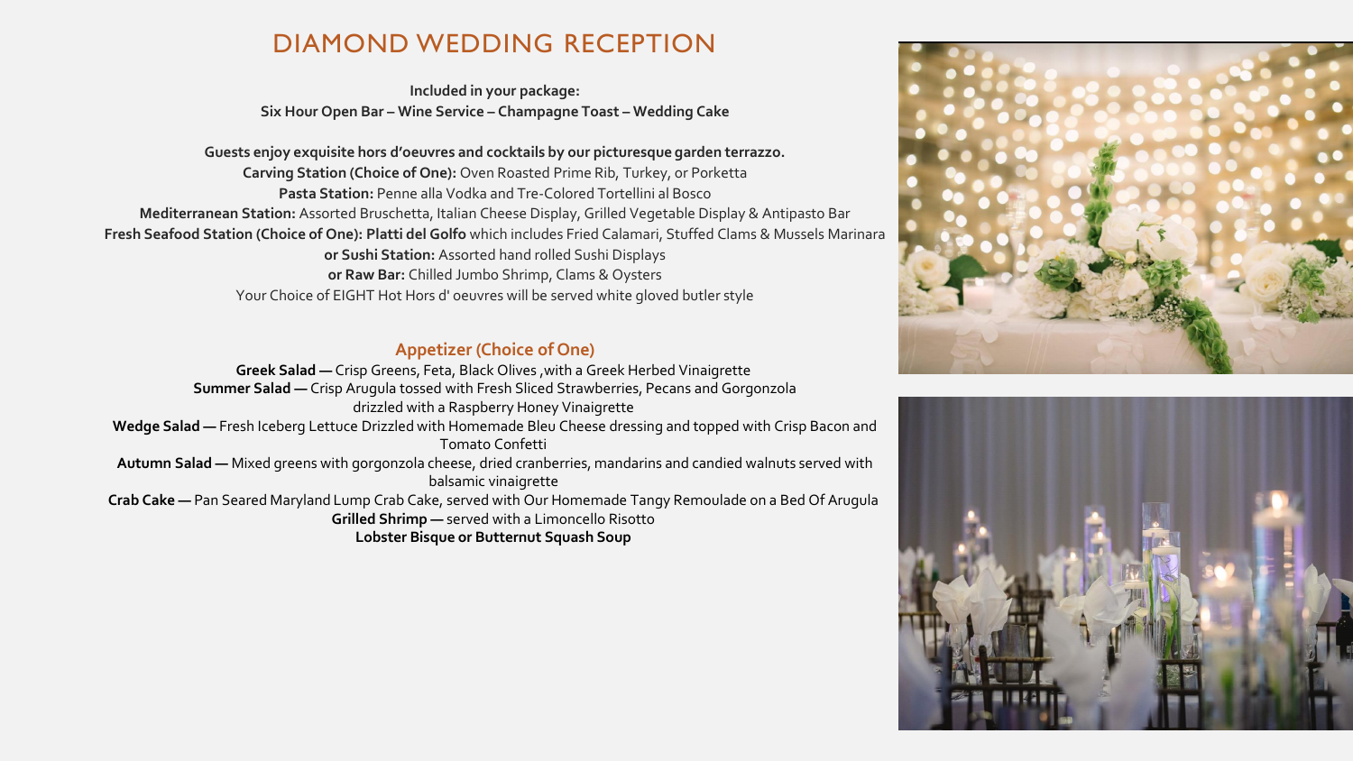# DIAMOND WEDDING RECEPTION

**Included in your package:**
**Six Hour Open Bar – Wine Service – Champagne Toast – Wedding Cake**

**Guests enjoy exquisite hors d'oeuvres and cocktails by our picturesque garden terrazzo.**
**Carving Station (Choice of One):** Oven Roasted Prime Rib, Turkey, or Porketta
**Pasta Station:** Penne alla Vodka and Tre-Colored Tortellini al Bosco
**Mediterranean Station:** Assorted Bruschetta, Italian Cheese Display, Grilled Vegetable Display & Antipasto Bar
**Fresh Seafood Station (Choice of One): Platti del Golfo** which includes Fried Calamari, Stuffed Clams & Mussels Marinara
**or Sushi Station:** Assorted hand rolled Sushi Displays
**or Raw Bar:** Chilled Jumbo Shrimp, Clams & Oysters
Your Choice of EIGHT Hot Hors d' oeuvres will be served white gloved butler style

## Appetizer (Choice of One)

**Greek Salad —** Crisp Greens, Feta, Black Olives ,with a Greek Herbed Vinaigrette
**Summer Salad —** Crisp Arugula tossed with Fresh Sliced Strawberries, Pecans and Gorgonzola drizzled with a Raspberry Honey Vinaigrette
**Wedge Salad —** Fresh Iceberg Lettuce Drizzled with Homemade Bleu Cheese dressing and topped with Crisp Bacon and Tomato Confetti
**Autumn Salad —** Mixed greens with gorgonzola cheese, dried cranberries, mandarins and candied walnuts served with balsamic vinaigrette
**Crab Cake —** Pan Seared Maryland Lump Crab Cake, served with Our Homemade Tangy Remoulade on a Bed Of Arugula
**Grilled Shrimp —** served with a Limoncello Risotto
**Lobster Bisque or Butternut Squash Soup**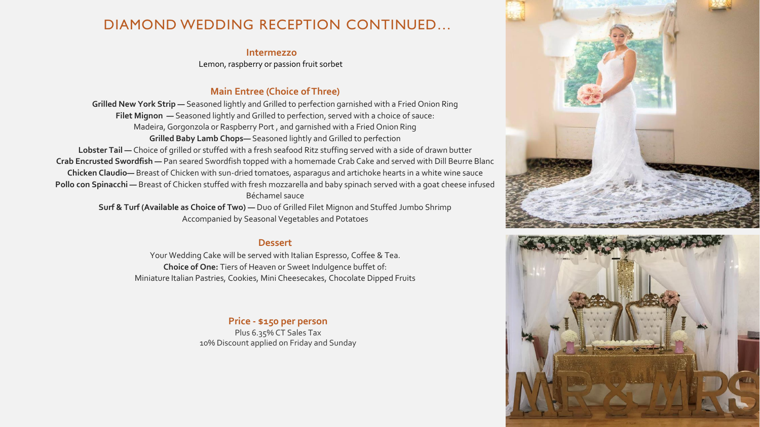# DIAMOND WEDDING RECEPTION CONTINUED…

### Intermezzo

Lemon, raspberry or passion fruit sorbet

### Main Entree (Choice of Three)

**Grilled New York Strip —** Seasoned lightly and Grilled to perfection garnished with a Fried Onion Ring

**Filet Mignon —** Seasoned lightly and Grilled to perfection, served with a choice of sauce: Madeira, Gorgonzola or Raspberry Port , and garnished with a Fried Onion Ring

**Grilled Baby Lamb Chops—** Seasoned lightly and Grilled to perfection

**Lobster Tail —** Choice of grilled or stuffed with a fresh seafood Ritz stuffing served with a side of drawn butter

**Crab Encrusted Swordfish —** Pan seared Swordfish topped with a homemade Crab Cake and served with Dill Beurre Blanc

**Chicken Claudio—** Breast of Chicken with sun-dried tomatoes, asparagus and artichoke hearts in a white wine sauce

**Pollo con Spinacchi —** Breast of Chicken stuffed with fresh mozzarella and baby spinach served with a goat cheese infused Béchamel sauce

**Surf & Turf (Available as Choice of Two) —** Duo of Grilled Filet Mignon and Stuffed Jumbo Shrimp

Accompanied by Seasonal Vegetables and Potatoes

### Dessert

Your Wedding Cake will be served with Italian Espresso, Coffee & Tea.

**Choice of One:** Tiers of Heaven or Sweet Indulgence buffet of:
Miniature Italian Pastries, Cookies, Mini Cheesecakes, Chocolate Dipped Fruits

### Price - $150 per person

Plus 6.35% CT Sales Tax

10% Discount applied on Friday and Sunday